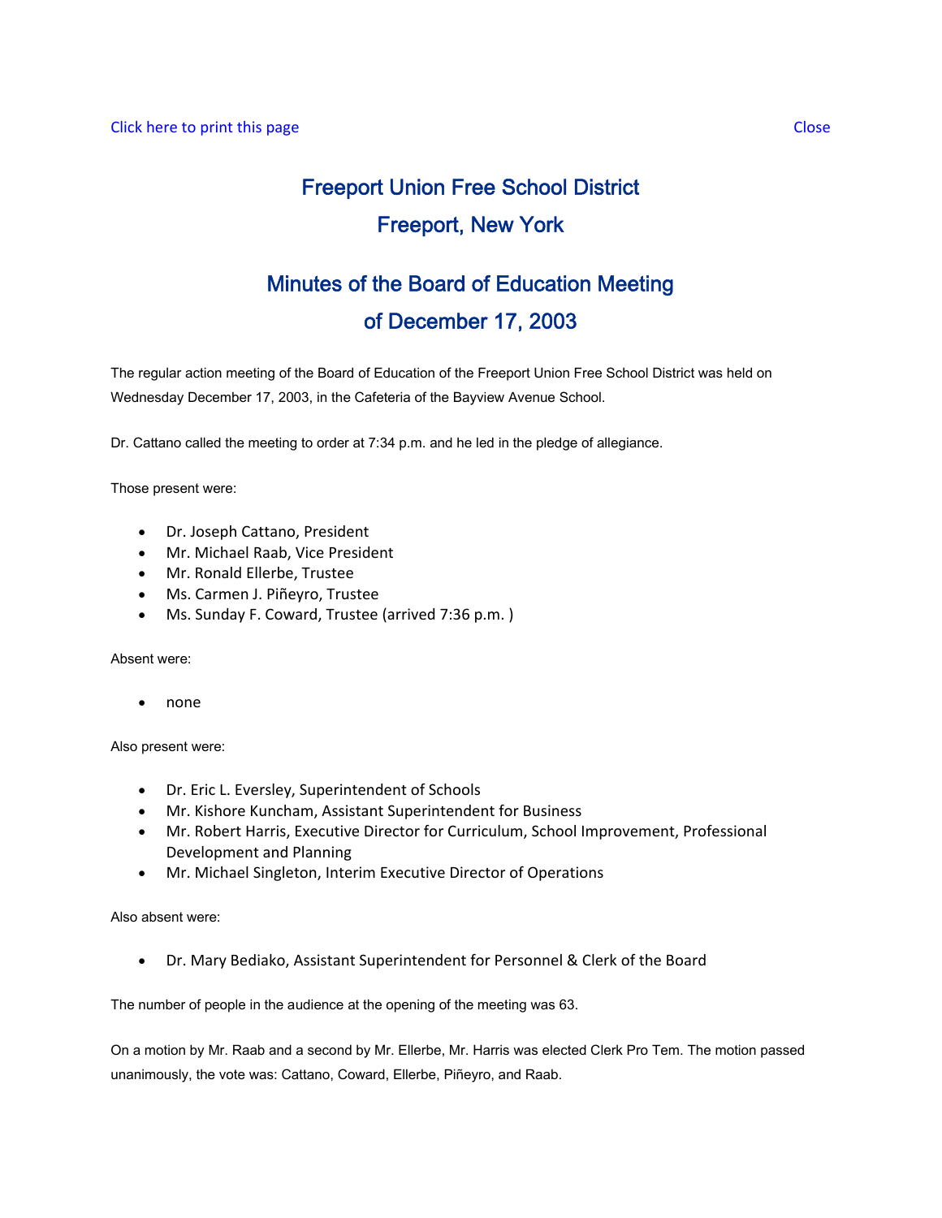Click here to print this page Close

# Freeport Union Free School District

# Freeport, New York

## Minutes of the Board of Education Meeting

## of December 17, 2003

The regular action meeting of the Board of Education of the Freeport Union Free School District was held on Wednesday December 17, 2003, in the Cafeteria of the Bayview Avenue School.

Dr. Cattano called the meeting to order at 7:34 p.m. and he led in the pledge of allegiance.

Those present were:

- Dr. Joseph Cattano, President
- Mr. Michael Raab, Vice President
- Mr. Ronald Ellerbe, Trustee
- Ms. Carmen J. Piñeyro, Trustee
- Ms. Sunday F. Coward, Trustee (arrived 7:36 p.m. )

Absent were:

- none

Also present were:

- Dr. Eric L. Eversley, Superintendent of Schools
- Mr. Kishore Kuncham, Assistant Superintendent for Business
- Mr. Robert Harris, Executive Director for Curriculum, School Improvement, Professional Development and Planning
- Mr. Michael Singleton, Interim Executive Director of Operations

Also absent were:

- Dr. Mary Bediako, Assistant Superintendent for Personnel & Clerk of the Board

The number of people in the audience at the opening of the meeting was 63.

On a motion by Mr. Raab and a second by Mr. Ellerbe, Mr. Harris was elected Clerk Pro Tem. The motion passed unanimously, the vote was: Cattano, Coward, Ellerbe, Piñeyro, and Raab.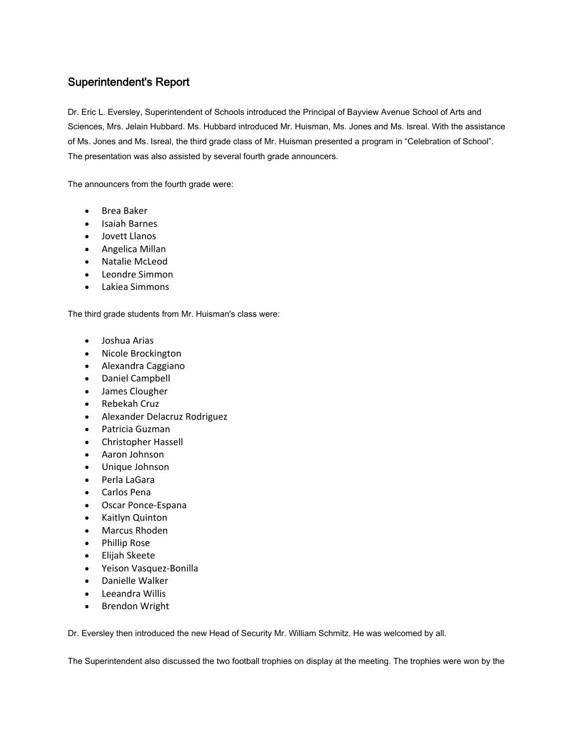## Superintendent's Report

Dr. Eric L. Eversley, Superintendent of Schools introduced the Principal of Bayview Avenue School of Arts and Sciences, Mrs. Jelain Hubbard. Ms. Hubbard introduced Mr. Huisman, Ms. Jones and Ms. Isreal. With the assistance of Ms. Jones and Ms. Isreal, the third grade class of Mr. Huisman presented a program in "Celebration of School". The presentation was also assisted by several fourth grade announcers.

The announcers from the fourth grade were:

- Brea Baker
- Isaiah Barnes
- Jovett Llanos
- Angelica Millan
- Natalie McLeod
- Leondre Simmon
- Lakiea Simmons

The third grade students from Mr. Huisman's class were:

- Joshua Arias
- Nicole Brockington
- Alexandra Caggiano
- Daniel Campbell
- James Clougher
- Rebekah Cruz
- Alexander Delacruz Rodriguez
- Patricia Guzman
- Christopher Hassell
- Aaron Johnson
- Unique Johnson
- Perla LaGara
- Carlos Pena
- Oscar Ponce-Espana
- Kaitlyn Quinton
- Marcus Rhoden
- Phillip Rose
- Elijah Skeete
- Yeison Vasquez-Bonilla
- Danielle Walker
- Leeandra Willis
- Brendon Wright

Dr. Eversley then introduced the new Head of Security Mr. William Schmitz. He was welcomed by all.

The Superintendent also discussed the two football trophies on display at the meeting. The trophies were won by the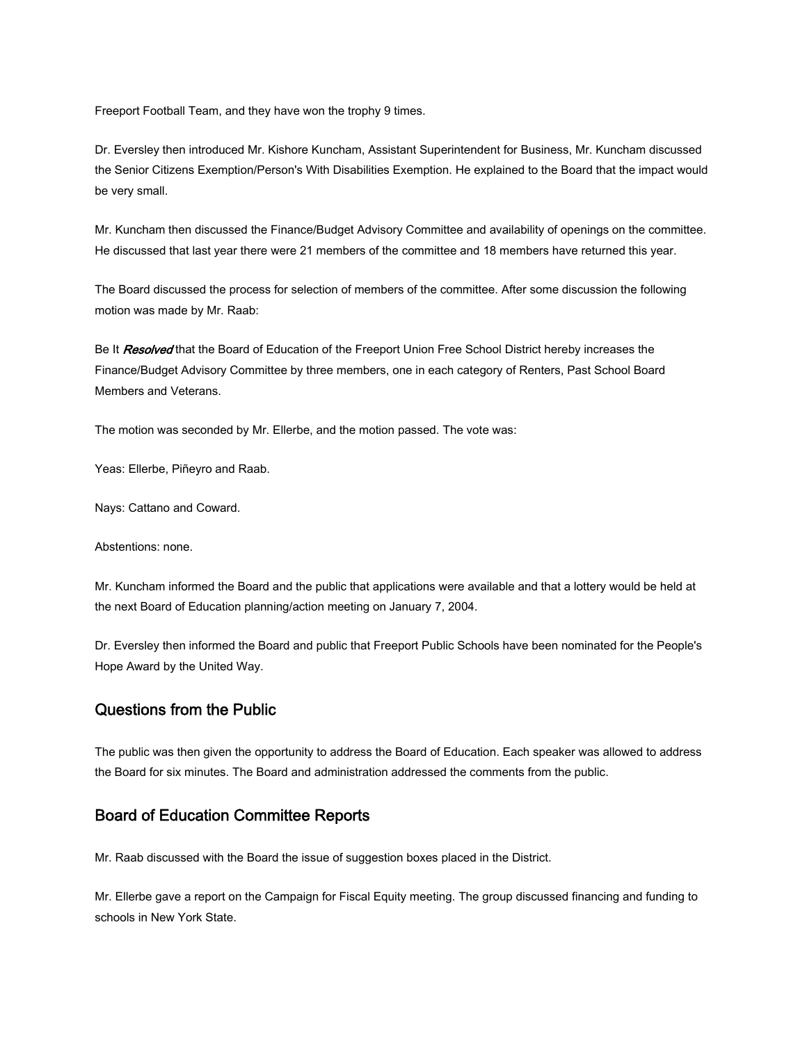Freeport Football Team, and they have won the trophy 9 times.

Dr. Eversley then introduced Mr. Kishore Kuncham, Assistant Superintendent for Business, Mr. Kuncham discussed the Senior Citizens Exemption/Person's With Disabilities Exemption. He explained to the Board that the impact would be very small.

Mr. Kuncham then discussed the Finance/Budget Advisory Committee and availability of openings on the committee. He discussed that last year there were 21 members of the committee and 18 members have returned this year.

The Board discussed the process for selection of members of the committee. After some discussion the following motion was made by Mr. Raab:

Be It ***Resolved*** that the Board of Education of the Freeport Union Free School District hereby increases the Finance/Budget Advisory Committee by three members, one in each category of Renters, Past School Board Members and Veterans.

The motion was seconded by Mr. Ellerbe, and the motion passed. The vote was:

Yeas: Ellerbe, Piñeyro and Raab.

Nays: Cattano and Coward.

Abstentions: none.

Mr. Kuncham informed the Board and the public that applications were available and that a lottery would be held at the next Board of Education planning/action meeting on January 7, 2004.

Dr. Eversley then informed the Board and public that Freeport Public Schools have been nominated for the People's Hope Award by the United Way.

## Questions from the Public

The public was then given the opportunity to address the Board of Education. Each speaker was allowed to address the Board for six minutes. The Board and administration addressed the comments from the public.

## Board of Education Committee Reports

Mr. Raab discussed with the Board the issue of suggestion boxes placed in the District.

Mr. Ellerbe gave a report on the Campaign for Fiscal Equity meeting. The group discussed financing and funding to schools in New York State.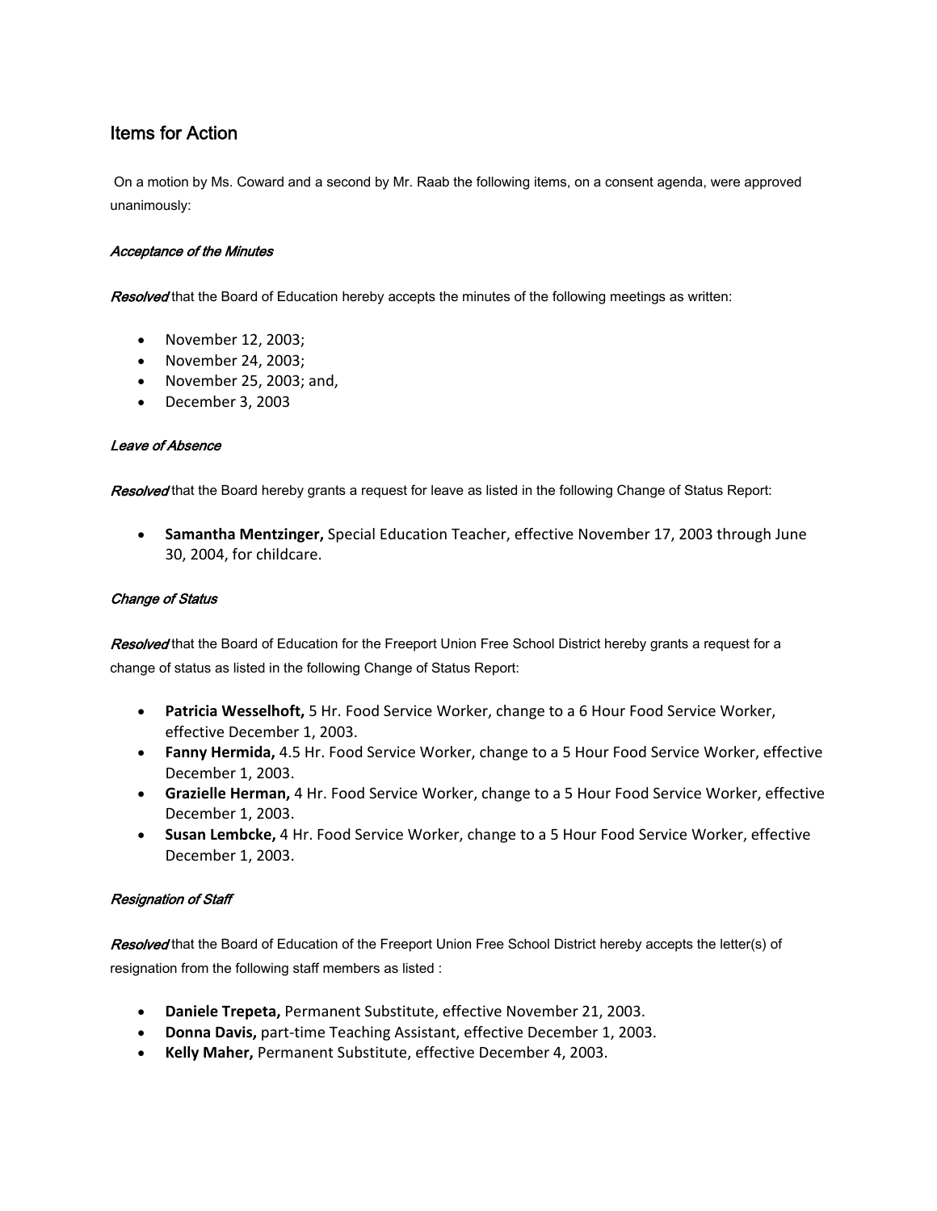## Items for Action

On a motion by Ms. Coward and a second by Mr. Raab the following items, on a consent agenda, were approved unanimously:

### *Acceptance of the Minutes*

***Resolved*** that the Board of Education hereby accepts the minutes of the following meetings as written:

- November 12, 2003;
- November 24, 2003;
- November 25, 2003; and,
- December 3, 2003

### *Leave of Absence*

***Resolved*** that the Board hereby grants a request for leave as listed in the following Change of Status Report:

- **Samantha Mentzinger,** Special Education Teacher, effective November 17, 2003 through June 30, 2004, for childcare.

### *Change of Status*

***Resolved*** that the Board of Education for the Freeport Union Free School District hereby grants a request for a change of status as listed in the following Change of Status Report:

- **Patricia Wesselhoft,** 5 Hr. Food Service Worker, change to a 6 Hour Food Service Worker, effective December 1, 2003.
- **Fanny Hermida,** 4.5 Hr. Food Service Worker, change to a 5 Hour Food Service Worker, effective December 1, 2003.
- **Grazielle Herman,** 4 Hr. Food Service Worker, change to a 5 Hour Food Service Worker, effective December 1, 2003.
- **Susan Lembcke,** 4 Hr. Food Service Worker, change to a 5 Hour Food Service Worker, effective December 1, 2003.

### *Resignation of Staff*

***Resolved*** that the Board of Education of the Freeport Union Free School District hereby accepts the letter(s) of resignation from the following staff members as listed :

- **Daniele Trepeta,** Permanent Substitute, effective November 21, 2003.
- **Donna Davis,** part-time Teaching Assistant, effective December 1, 2003.
- **Kelly Maher,** Permanent Substitute, effective December 4, 2003.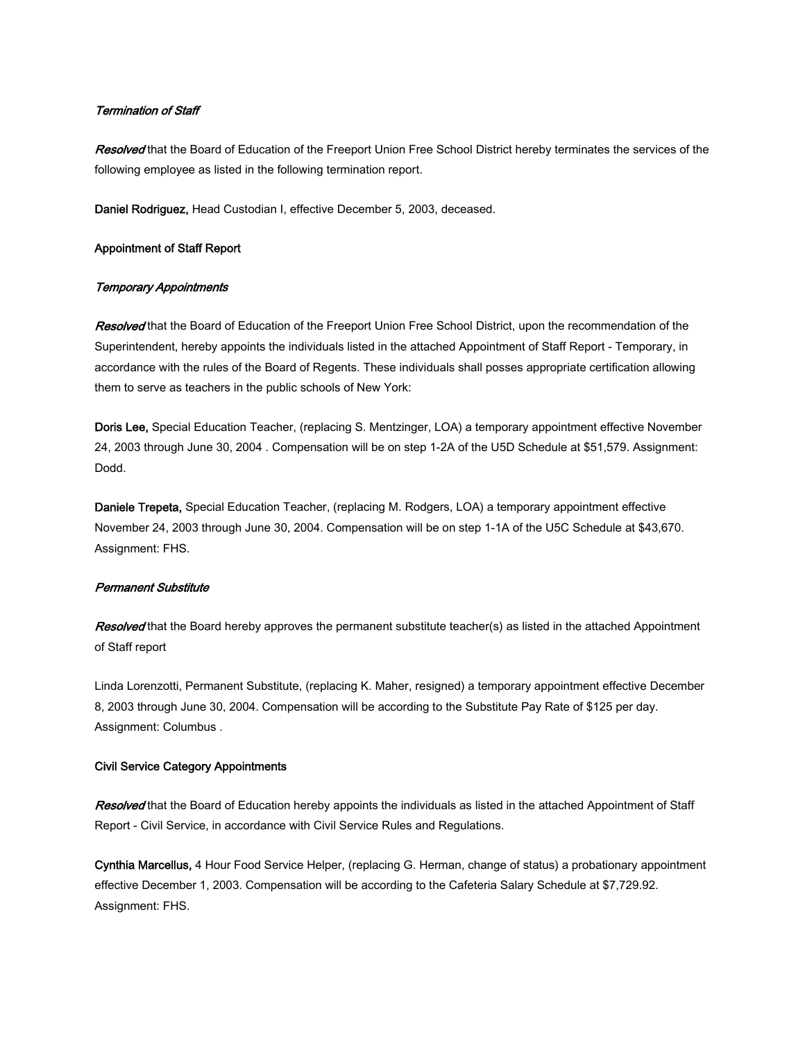*Termination of Staff*

***Resolved*** that the Board of Education of the Freeport Union Free School District hereby terminates the services of the following employee as listed in the following termination report.

**Daniel Rodriguez,** Head Custodian I, effective December 5, 2003, deceased.

**Appointment of Staff Report**

*Temporary Appointments*

***Resolved*** that the Board of Education of the Freeport Union Free School District, upon the recommendation of the Superintendent, hereby appoints the individuals listed in the attached Appointment of Staff Report - Temporary, in accordance with the rules of the Board of Regents. These individuals shall posses appropriate certification allowing them to serve as teachers in the public schools of New York:

**Doris Lee,** Special Education Teacher, (replacing S. Mentzinger, LOA) a temporary appointment effective November 24, 2003 through June 30, 2004 . Compensation will be on step 1-2A of the U5D Schedule at $51,579. Assignment: Dodd.

**Daniele Trepeta,** Special Education Teacher, (replacing M. Rodgers, LOA) a temporary appointment effective November 24, 2003 through June 30, 2004. Compensation will be on step 1-1A of the U5C Schedule at $43,670. Assignment: FHS.

*Permanent Substitute*

***Resolved*** that the Board hereby approves the permanent substitute teacher(s) as listed in the attached Appointment of Staff report

Linda Lorenzotti, Permanent Substitute, (replacing K. Maher, resigned) a temporary appointment effective December 8, 2003 through June 30, 2004. Compensation will be according to the Substitute Pay Rate of $125 per day. Assignment: Columbus .

**Civil Service Category Appointments**

***Resolved*** that the Board of Education hereby appoints the individuals as listed in the attached Appointment of Staff Report - Civil Service, in accordance with Civil Service Rules and Regulations.

**Cynthia Marcellus,** 4 Hour Food Service Helper, (replacing G. Herman, change of status) a probationary appointment effective December 1, 2003. Compensation will be according to the Cafeteria Salary Schedule at $7,729.92. Assignment: FHS.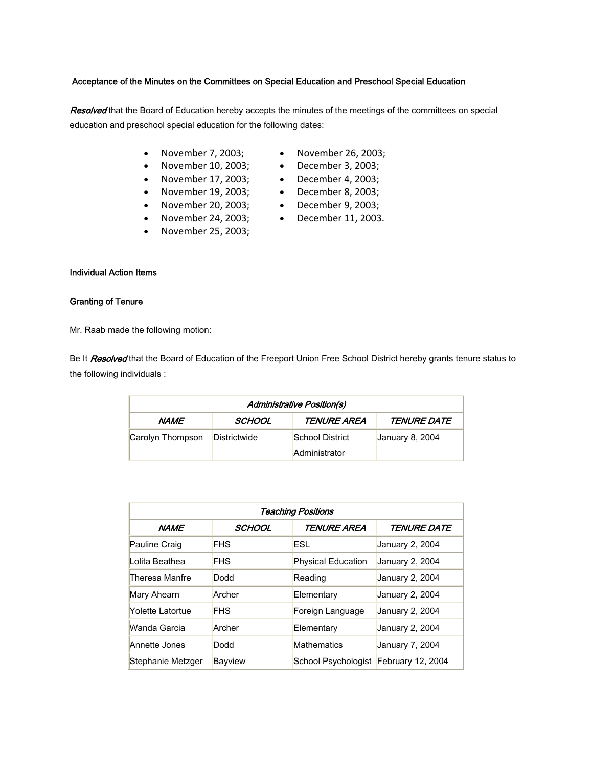### Acceptance of the Minutes on the Committees on Special Education and Preschool Special Education

***Resolved*** that the Board of Education hereby accepts the minutes of the meetings of the committees on special education and preschool special education for the following dates:

- November 7, 2003;
- November 10, 2003;
- November 17, 2003;
- November 19, 2003;
- November 20, 2003;
- November 24, 2003;
- November 25, 2003;
- November 26, 2003;
- December 3, 2003;
- December 4, 2003;
- December 8, 2003;
- December 9, 2003;
- December 11, 2003.

### Individual Action Items

### Granting of Tenure

Mr. Raab made the following motion:

Be It ***Resolved*** that the Board of Education of the Freeport Union Free School District hereby grants tenure status to the following individuals :

| *Administrative Position(s)* | | | |
|---|---|---|---|
| ***NAME*** | ***SCHOOL*** | ***TENURE AREA*** | ***TENURE DATE*** |
| Carolyn Thompson | Districtwide | School District Administrator | January 8, 2004 |

| *Teaching Positions* | | | |
|---|---|---|---|
| ***NAME*** | ***SCHOOL*** | ***TENURE AREA*** | ***TENURE DATE*** |
| Pauline Craig | FHS | ESL | January 2, 2004 |
| Lolita Beathea | FHS | Physical Education | January 2, 2004 |
| Theresa Manfre | Dodd | Reading | January 2, 2004 |
| Mary Ahearn | Archer | Elementary | January 2, 2004 |
| Yolette Latortue | FHS | Foreign Language | January 2, 2004 |
| Wanda Garcia | Archer | Elementary | January 2, 2004 |
| Annette Jones | Dodd | Mathematics | January 7, 2004 |
| Stephanie Metzger | Bayview | School Psychologist | February 12, 2004 |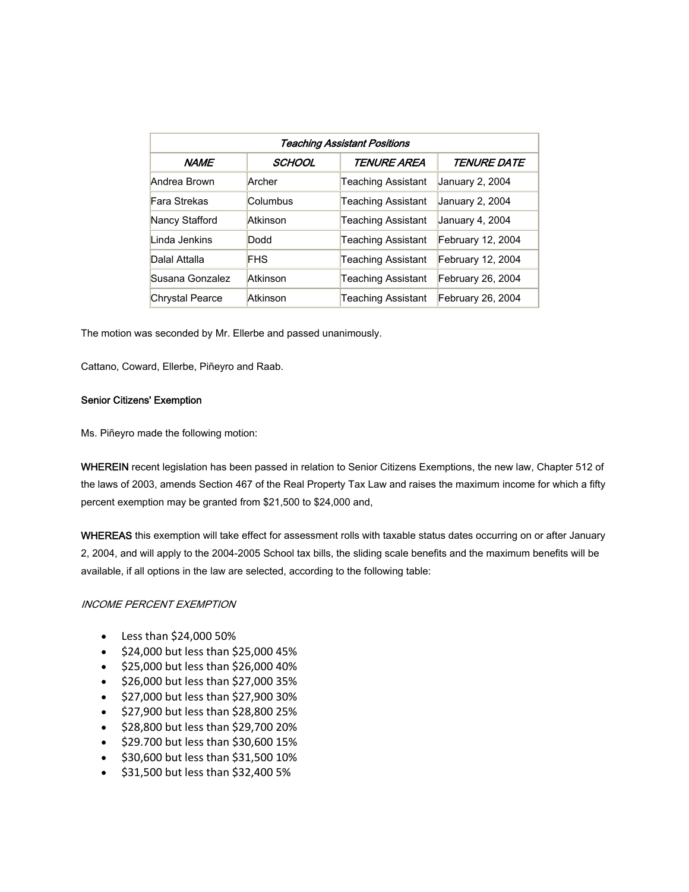| *Teaching Assistant Positions* | | | |
|---|---|---|---|
| *NAME* | *SCHOOL* | *TENURE AREA* | *TENURE DATE* |
| Andrea Brown | Archer | Teaching Assistant | January 2, 2004 |
| Fara Strekas | Columbus | Teaching Assistant | January 2, 2004 |
| Nancy Stafford | Atkinson | Teaching Assistant | January 4, 2004 |
| Linda Jenkins | Dodd | Teaching Assistant | February 12, 2004 |
| Dalal Attalla | FHS | Teaching Assistant | February 12, 2004 |
| Susana Gonzalez | Atkinson | Teaching Assistant | February 26, 2004 |
| Chrystal Pearce | Atkinson | Teaching Assistant | February 26, 2004 |

The motion was seconded by Mr. Ellerbe and passed unanimously.

Cattano, Coward, Ellerbe, Piñeyro and Raab.

**Senior Citizens' Exemption**

Ms. Piñeyro made the following motion:

**WHEREIN** recent legislation has been passed in relation to Senior Citizens Exemptions, the new law, Chapter 512 of the laws of 2003, amends Section 467 of the Real Property Tax Law and raises the maximum income for which a fifty percent exemption may be granted from $21,500 to $24,000 and,

**WHEREAS** this exemption will take effect for assessment rolls with taxable status dates occurring on or after January 2, 2004, and will apply to the 2004-2005 School tax bills, the sliding scale benefits and the maximum benefits will be available, if all options in the law are selected, according to the following table:

*INCOME PERCENT EXEMPTION*

- Less than $24,000 50%
- $24,000 but less than $25,000 45%
- $25,000 but less than $26,000 40%
- $26,000 but less than $27,000 35%
- $27,000 but less than $27,900 30%
- $27,900 but less than $28,800 25%
- $28,800 but less than $29,700 20%
- $29.700 but less than $30,600 15%
- $30,600 but less than $31,500 10%
- $31,500 but less than $32,400 5%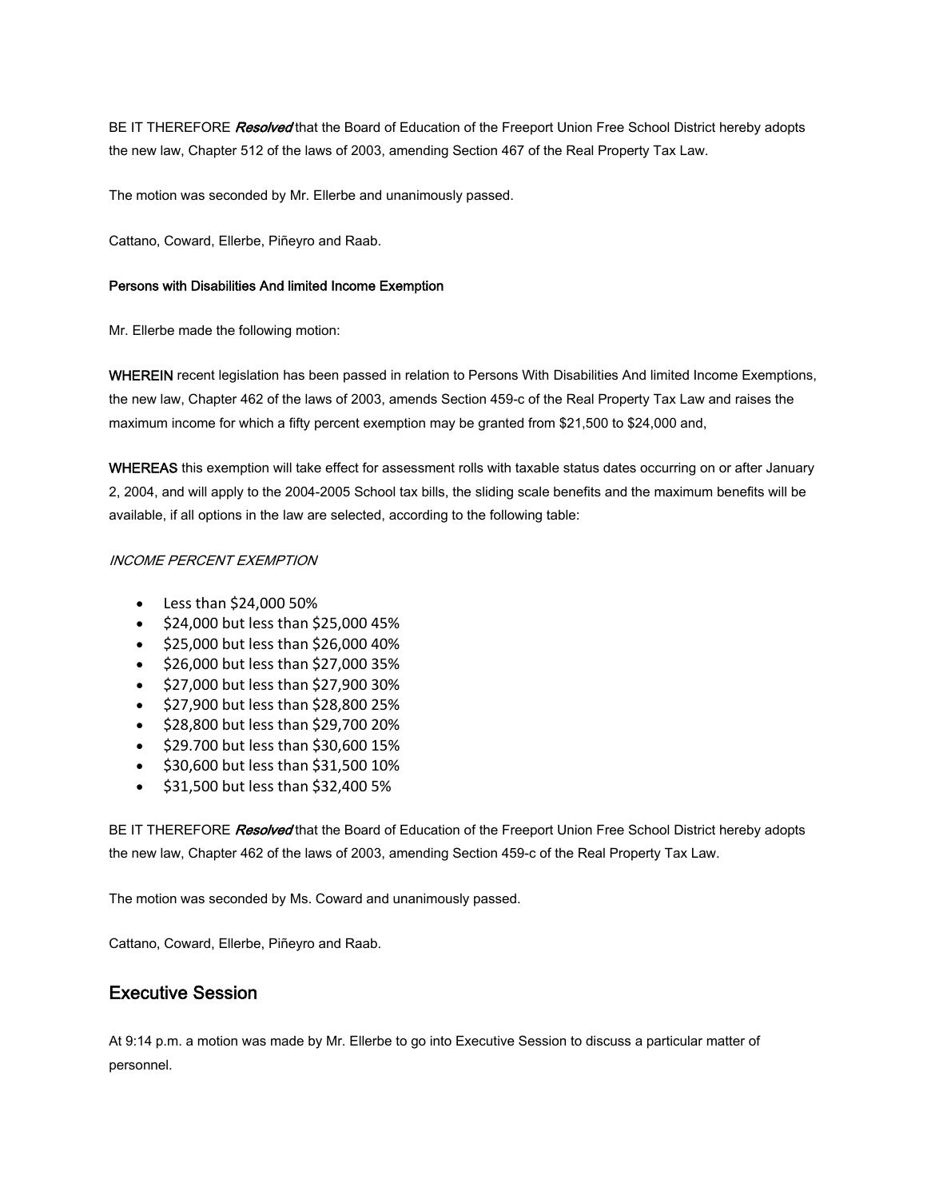BE IT THEREFORE ***Resolved*** that the Board of Education of the Freeport Union Free School District hereby adopts the new law, Chapter 512 of the laws of 2003, amending Section 467 of the Real Property Tax Law.

The motion was seconded by Mr. Ellerbe and unanimously passed.

Cattano, Coward, Ellerbe, Piñeyro and Raab.

**Persons with Disabilities And limited Income Exemption**

Mr. Ellerbe made the following motion:

**WHEREIN** recent legislation has been passed in relation to Persons With Disabilities And limited Income Exemptions, the new law, Chapter 462 of the laws of 2003, amends Section 459-c of the Real Property Tax Law and raises the maximum income for which a fifty percent exemption may be granted from $21,500 to $24,000 and,

**WHEREAS** this exemption will take effect for assessment rolls with taxable status dates occurring on or after January 2, 2004, and will apply to the 2004-2005 School tax bills, the sliding scale benefits and the maximum benefits will be available, if all options in the law are selected, according to the following table:

*INCOME PERCENT EXEMPTION*

- Less than $24,000 50%
- $24,000 but less than $25,000 45%
- $25,000 but less than $26,000 40%
- $26,000 but less than $27,000 35%
- $27,000 but less than $27,900 30%
- $27,900 but less than $28,800 25%
- $28,800 but less than $29,700 20%
- $29.700 but less than $30,600 15%
- $30,600 but less than $31,500 10%
- $31,500 but less than $32,400 5%

BE IT THEREFORE ***Resolved*** that the Board of Education of the Freeport Union Free School District hereby adopts the new law, Chapter 462 of the laws of 2003, amending Section 459-c of the Real Property Tax Law.

The motion was seconded by Ms. Coward and unanimously passed.

Cattano, Coward, Ellerbe, Piñeyro and Raab.

## Executive Session

At 9:14 p.m. a motion was made by Mr. Ellerbe to go into Executive Session to discuss a particular matter of personnel.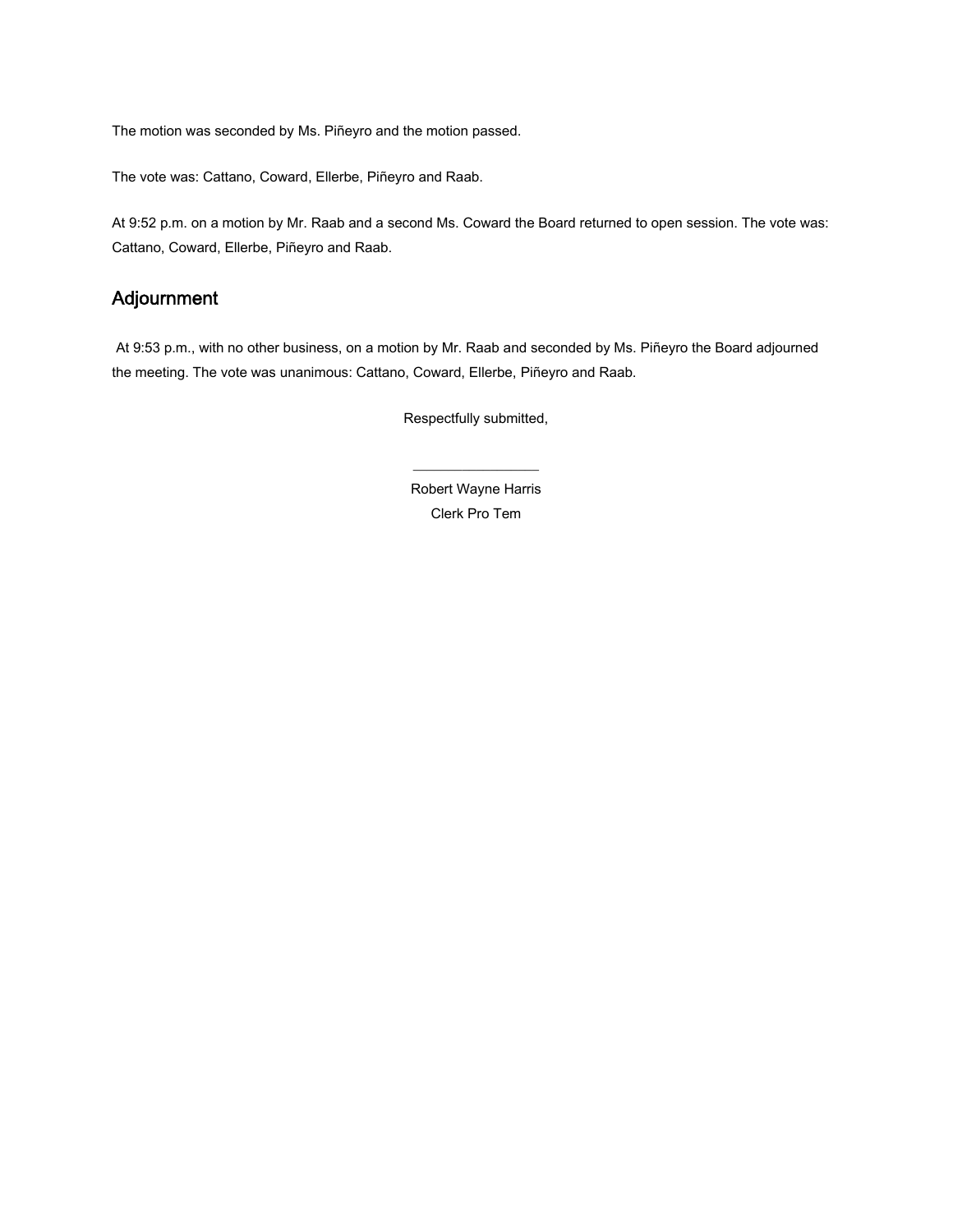The motion was seconded by Ms. Piñeyro and the motion passed.

The vote was: Cattano, Coward, Ellerbe, Piñeyro and Raab.

At 9:52 p.m. on a motion by Mr. Raab and a second Ms. Coward the Board returned to open session. The vote was: Cattano, Coward, Ellerbe, Piñeyro and Raab.

## Adjournment

At 9:53 p.m., with no other business, on a motion by Mr. Raab and seconded by Ms. Piñeyro the Board adjourned the meeting. The vote was unanimous: Cattano, Coward, Ellerbe, Piñeyro and Raab.

Respectfully submitted,

\_\_\_\_\_\_\_\_\_\_\_\_\_\_\_\_\_\_

Robert Wayne Harris

Clerk Pro Tem